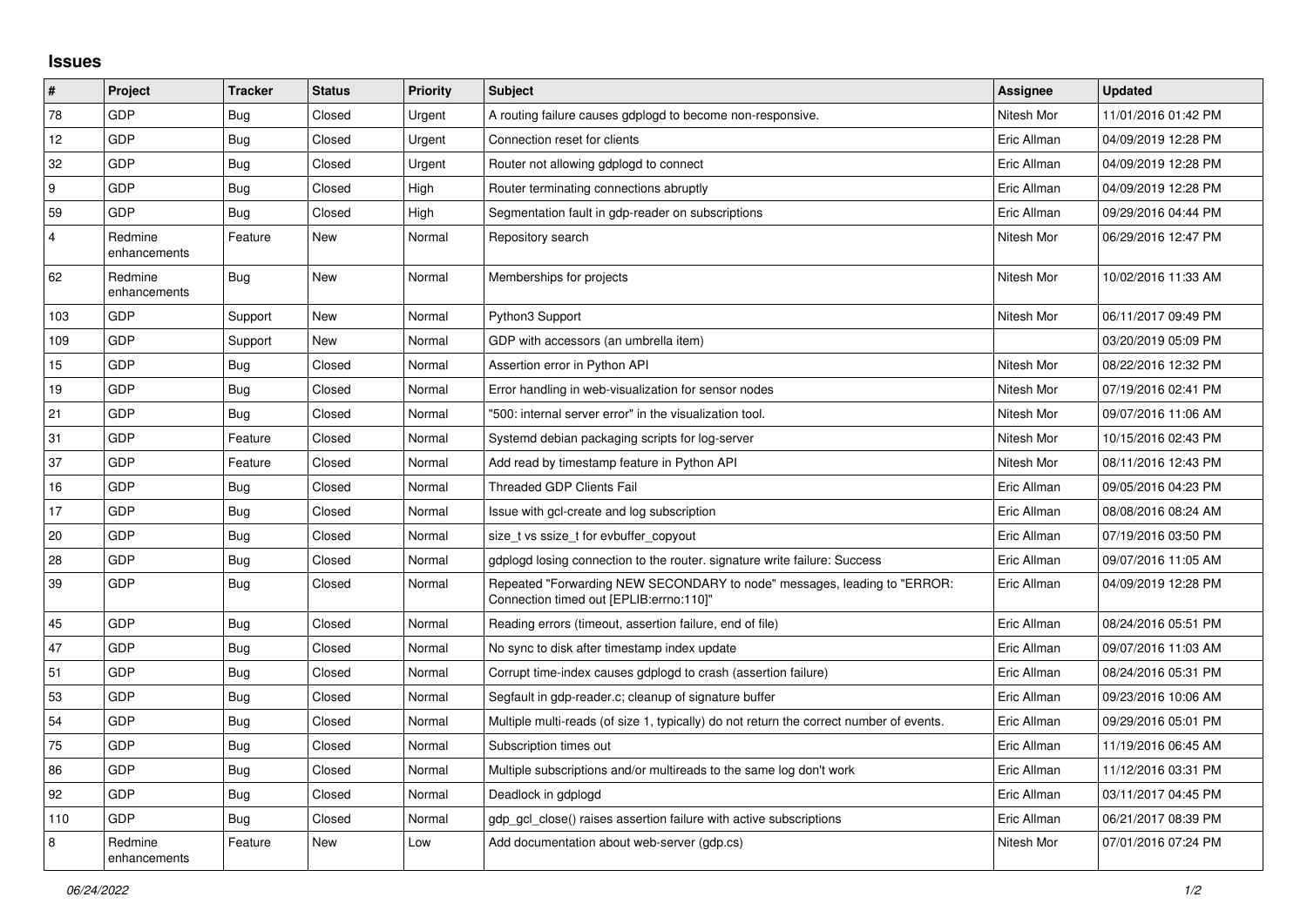# Issues

| # | Project | Tracker | Status | Priority | Subject | Assignee | Updated |
|---|---|---|---|---|---|---|---|
| 78 | GDP | Bug | Closed | Urgent | A routing failure causes gdplogd to become non-responsive. | Nitesh Mor | 11/01/2016 01:42 PM |
| 12 | GDP | Bug | Closed | Urgent | Connection reset for clients | Eric Allman | 04/09/2019 12:28 PM |
| 32 | GDP | Bug | Closed | Urgent | Router not allowing gdplogd to connect | Eric Allman | 04/09/2019 12:28 PM |
| 9 | GDP | Bug | Closed | High | Router terminating connections abruptly | Eric Allman | 04/09/2019 12:28 PM |
| 59 | GDP | Bug | Closed | High | Segmentation fault in gdp-reader on subscriptions | Eric Allman | 09/29/2016 04:44 PM |
| 4 | Redmine enhancements | Feature | New | Normal | Repository search | Nitesh Mor | 06/29/2016 12:47 PM |
| 62 | Redmine enhancements | Bug | New | Normal | Memberships for projects | Nitesh Mor | 10/02/2016 11:33 AM |
| 103 | GDP | Support | New | Normal | Python3 Support | Nitesh Mor | 06/11/2017 09:49 PM |
| 109 | GDP | Support | New | Normal | GDP with accessors (an umbrella item) | | 03/20/2019 05:09 PM |
| 15 | GDP | Bug | Closed | Normal | Assertion error in Python API | Nitesh Mor | 08/22/2016 12:32 PM |
| 19 | GDP | Bug | Closed | Normal | Error handling in web-visualization for sensor nodes | Nitesh Mor | 07/19/2016 02:41 PM |
| 21 | GDP | Bug | Closed | Normal | "500: internal server error" in the visualization tool. | Nitesh Mor | 09/07/2016 11:06 AM |
| 31 | GDP | Feature | Closed | Normal | Systemd debian packaging scripts for log-server | Nitesh Mor | 10/15/2016 02:43 PM |
| 37 | GDP | Feature | Closed | Normal | Add read by timestamp feature in Python API | Nitesh Mor | 08/11/2016 12:43 PM |
| 16 | GDP | Bug | Closed | Normal | Threaded GDP Clients Fail | Eric Allman | 09/05/2016 04:23 PM |
| 17 | GDP | Bug | Closed | Normal | Issue with gcl-create and log subscription | Eric Allman | 08/08/2016 08:24 AM |
| 20 | GDP | Bug | Closed | Normal | size_t vs ssize_t for evbuffer_copyout | Eric Allman | 07/19/2016 03:50 PM |
| 28 | GDP | Bug | Closed | Normal | gdplogd losing connection to the router. signature write failure: Success | Eric Allman | 09/07/2016 11:05 AM |
| 39 | GDP | Bug | Closed | Normal | Repeated "Forwarding NEW SECONDARY to node" messages, leading to "ERROR: Connection timed out [EPLIB:errno:110]" | Eric Allman | 04/09/2019 12:28 PM |
| 45 | GDP | Bug | Closed | Normal | Reading errors (timeout, assertion failure, end of file) | Eric Allman | 08/24/2016 05:51 PM |
| 47 | GDP | Bug | Closed | Normal | No sync to disk after timestamp index update | Eric Allman | 09/07/2016 11:03 AM |
| 51 | GDP | Bug | Closed | Normal | Corrupt time-index causes gdplogd to crash (assertion failure) | Eric Allman | 08/24/2016 05:31 PM |
| 53 | GDP | Bug | Closed | Normal | Segfault in gdp-reader.c; cleanup of signature buffer | Eric Allman | 09/23/2016 10:06 AM |
| 54 | GDP | Bug | Closed | Normal | Multiple multi-reads (of size 1, typically) do not return the correct number of events. | Eric Allman | 09/29/2016 05:01 PM |
| 75 | GDP | Bug | Closed | Normal | Subscription times out | Eric Allman | 11/19/2016 06:45 AM |
| 86 | GDP | Bug | Closed | Normal | Multiple subscriptions and/or multireads to the same log don't work | Eric Allman | 11/12/2016 03:31 PM |
| 92 | GDP | Bug | Closed | Normal | Deadlock in gdplogd | Eric Allman | 03/11/2017 04:45 PM |
| 110 | GDP | Bug | Closed | Normal | gdp_gcl_close() raises assertion failure with active subscriptions | Eric Allman | 06/21/2017 08:39 PM |
| 8 | Redmine enhancements | Feature | New | Low | Add documentation about web-server (gdp.cs) | Nitesh Mor | 07/01/2016 07:24 PM |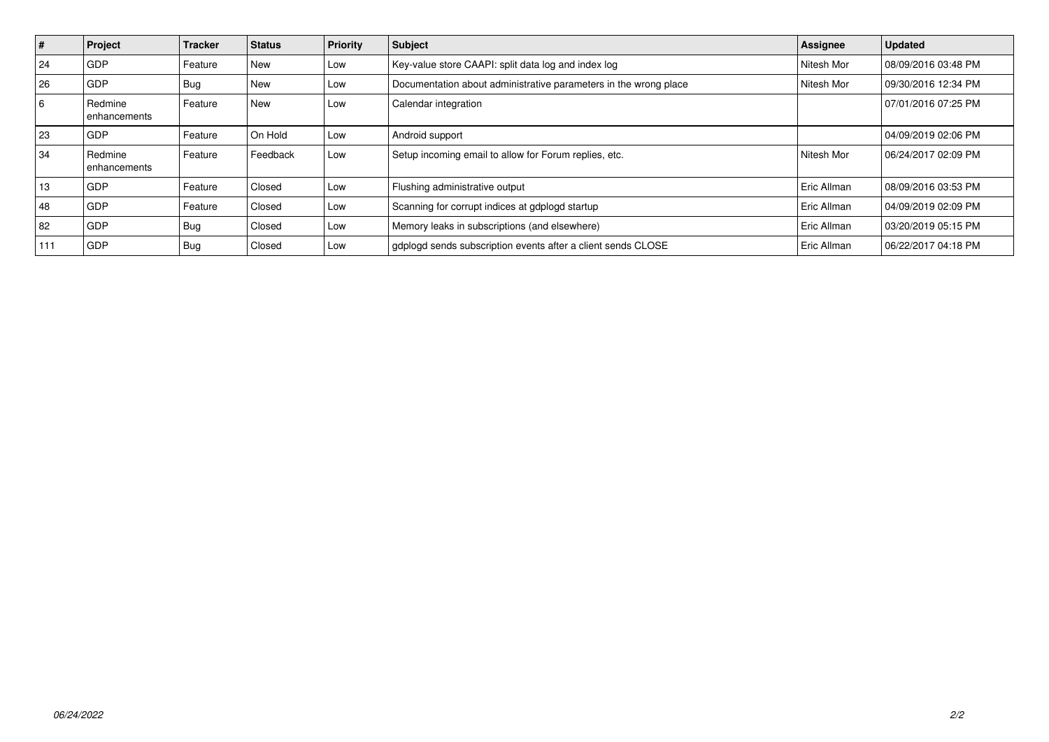| # | Project | Tracker | Status | Priority | Subject | Assignee | Updated |
| --- | --- | --- | --- | --- | --- | --- | --- |
| 24 | GDP | Feature | New | Low | Key-value store CAAPI: split data log and index log | Nitesh Mor | 08/09/2016 03:48 PM |
| 26 | GDP | Bug | New | Low | Documentation about administrative parameters in the wrong place | Nitesh Mor | 09/30/2016 12:34 PM |
| 6 | Redmine enhancements | Feature | New | Low | Calendar integration | | 07/01/2016 07:25 PM |
| 23 | GDP | Feature | On Hold | Low | Android support | | 04/09/2019 02:06 PM |
| 34 | Redmine enhancements | Feature | Feedback | Low | Setup incoming email to allow for Forum replies, etc. | Nitesh Mor | 06/24/2017 02:09 PM |
| 13 | GDP | Feature | Closed | Low | Flushing administrative output | Eric Allman | 08/09/2016 03:53 PM |
| 48 | GDP | Feature | Closed | Low | Scanning for corrupt indices at gdplogd startup | Eric Allman | 04/09/2019 02:09 PM |
| 82 | GDP | Bug | Closed | Low | Memory leaks in subscriptions (and elsewhere) | Eric Allman | 03/20/2019 05:15 PM |
| 111 | GDP | Bug | Closed | Low | gdplogd sends subscription events after a client sends CLOSE | Eric Allman | 06/22/2017 04:18 PM |